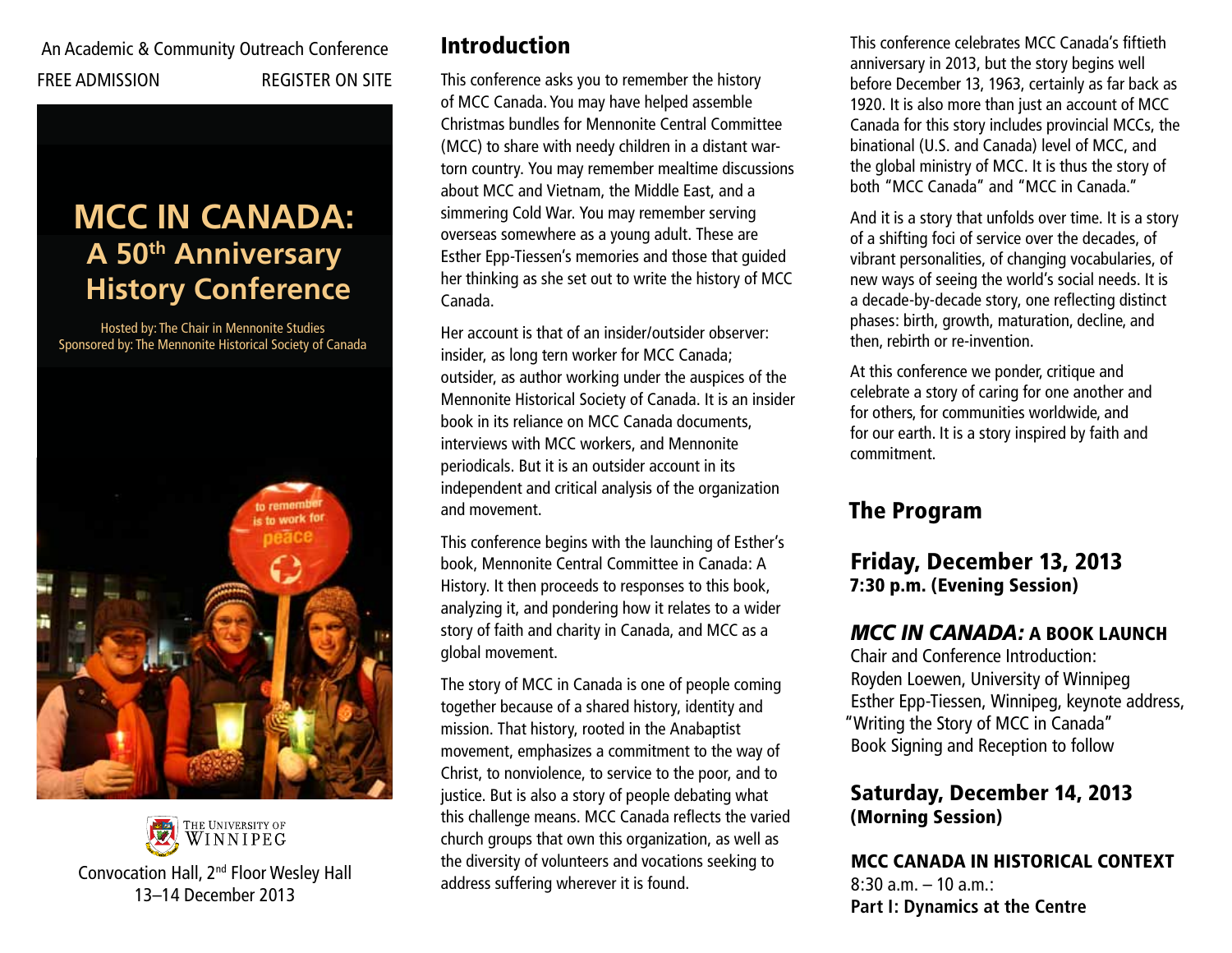An Academic & Community Outreach Conference

FREE ADMISSION REGISTER ON SITE

# MCC IN CANADA:
## A 50th Anniversary History Conference

Hosted by: The Chair in Mennonite Studies
Sponsored by: The Mennonite Historical Society of Canada

Convocation Hall, 2nd Floor Wesley Hall
13–14 December 2013

## Introduction

This conference asks you to remember the history of MCC Canada. You may have helped assemble Christmas bundles for Mennonite Central Committee (MCC) to share with needy children in a distant war-torn country. You may remember mealtime discussions about MCC and Vietnam, the Middle East, and a simmering Cold War. You may remember serving overseas somewhere as a young adult. These are Esther Epp-Tiessen's memories and those that guided her thinking as she set out to write the history of MCC Canada.

Her account is that of an insider/outsider observer: insider, as long tern worker for MCC Canada; outsider, as author working under the auspices of the Mennonite Historical Society of Canada. It is an insider book in its reliance on MCC Canada documents, interviews with MCC workers, and Mennonite periodicals. But it is an outsider account in its independent and critical analysis of the organization and movement.

This conference begins with the launching of Esther's book, Mennonite Central Committee in Canada: A History. It then proceeds to responses to this book, analyzing it, and pondering how it relates to a wider story of faith and charity in Canada, and MCC as a global movement.

The story of MCC in Canada is one of people coming together because of a shared history, identity and mission. That history, rooted in the Anabaptist movement, emphasizes a commitment to the way of Christ, to nonviolence, to service to the poor, and to justice. But is also a story of people debating what this challenge means. MCC Canada reflects the varied church groups that own this organization, as well as the diversity of volunteers and vocations seeking to address suffering wherever it is found.

This conference celebrates MCC Canada's fiftieth anniversary in 2013, but the story begins well before December 13, 1963, certainly as far back as 1920. It is also more than just an account of MCC Canada for this story includes provincial MCCs, the binational (U.S. and Canada) level of MCC, and the global ministry of MCC. It is thus the story of both "MCC Canada" and "MCC in Canada."

And it is a story that unfolds over time. It is a story of a shifting foci of service over the decades, of vibrant personalities, of changing vocabularies, of new ways of seeing the world's social needs. It is a decade-by-decade story, one reflecting distinct phases: birth, growth, maturation, decline, and then, rebirth or re-invention.

At this conference we ponder, critique and celebrate a story of caring for one another and for others, for communities worldwide, and for our earth. It is a story inspired by faith and commitment.

## The Program

### Friday, December 13, 2013
**7:30 p.m. (Evening Session)**

#### *MCC IN CANADA:* A BOOK LAUNCH

Chair and Conference Introduction:
Royden Loewen, University of Winnipeg
Esther Epp-Tiessen, Winnipeg, keynote address, "Writing the Story of MCC in Canada"
Book Signing and Reception to follow

### Saturday, December 14, 2013
**(Morning Session)**

**MCC CANADA IN HISTORICAL CONTEXT**

8:30 a.m. – 10 a.m.:
**Part I: Dynamics at the Centre**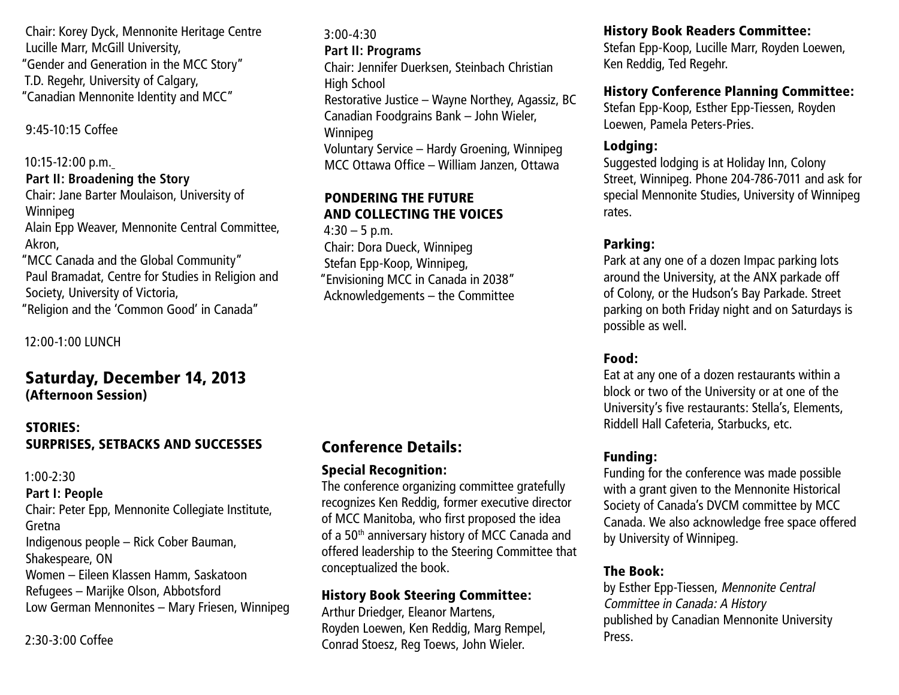Chair: Korey Dyck, Mennonite Heritage Centre
Lucille Marr, McGill University,
"Gender and Generation in the MCC Story"
T.D. Regehr, University of Calgary,
"Canadian Mennonite Identity and MCC"

9:45-10:15 Coffee

10:15-12:00 p.m.

**Part II: Broadening the Story**
Chair: Jane Barter Moulaison, University of Winnipeg
Alain Epp Weaver, Mennonite Central Committee, Akron,
"MCC Canada and the Global Community"
Paul Bramadat, Centre for Studies in Religion and Society, University of Victoria,
"Religion and the 'Common Good' in Canada"

12:00-1:00 LUNCH

## Saturday, December 14, 2013
**(Afternoon Session)**

### STORIES: SURPRISES, SETBACKS AND SUCCESSES

1:00-2:30

**Part I: People**
Chair: Peter Epp, Mennonite Collegiate Institute, Gretna
Indigenous people – Rick Cober Bauman, Shakespeare, ON
Women – Eileen Klassen Hamm, Saskatoon
Refugees – Marijke Olson, Abbotsford
Low German Mennonites – Mary Friesen, Winnipeg

2:30-3:00 Coffee

3:00-4:30

**Part II: Programs**
Chair: Jennifer Duerksen, Steinbach Christian High School
Restorative Justice – Wayne Northey, Agassiz, BC
Canadian Foodgrains Bank – John Wieler, Winnipeg
Voluntary Service – Hardy Groening, Winnipeg
MCC Ottawa Office – William Janzen, Ottawa

### PONDERING THE FUTURE AND COLLECTING THE VOICES

4:30 – 5 p.m.
Chair: Dora Dueck, Winnipeg
Stefan Epp-Koop, Winnipeg,
"Envisioning MCC in Canada in 2038"
Acknowledgements – the Committee

## Conference Details:

### Special Recognition:
The conference organizing committee gratefully recognizes Ken Reddig, former executive director of MCC Manitoba, who first proposed the idea of a 50th anniversary history of MCC Canada and offered leadership to the Steering Committee that conceptualized the book.

### History Book Steering Committee:
Arthur Driedger, Eleanor Martens, Royden Loewen, Ken Reddig, Marg Rempel, Conrad Stoesz, Reg Toews, John Wieler.

### History Book Readers Committee:
Stefan Epp-Koop, Lucille Marr, Royden Loewen, Ken Reddig, Ted Regehr.

### History Conference Planning Committee:
Stefan Epp-Koop, Esther Epp-Tiessen, Royden Loewen, Pamela Peters-Pries.

### Lodging:
Suggested lodging is at Holiday Inn, Colony Street, Winnipeg. Phone 204-786-7011 and ask for special Mennonite Studies, University of Winnipeg rates.

### Parking:
Park at any one of a dozen Impac parking lots around the University, at the ANX parkade off of Colony, or the Hudson's Bay Parkade. Street parking on both Friday night and on Saturdays is possible as well.

### Food:
Eat at any one of a dozen restaurants within a block or two of the University or at one of the University's five restaurants: Stella's, Elements, Riddell Hall Cafeteria, Starbucks, etc.

### Funding:
Funding for the conference was made possible with a grant given to the Mennonite Historical Society of Canada's DVCM committee by MCC Canada. We also acknowledge free space offered by University of Winnipeg.

### The Book:
by Esther Epp-Tiessen, *Mennonite Central Committee in Canada: A History*
published by Canadian Mennonite University Press.